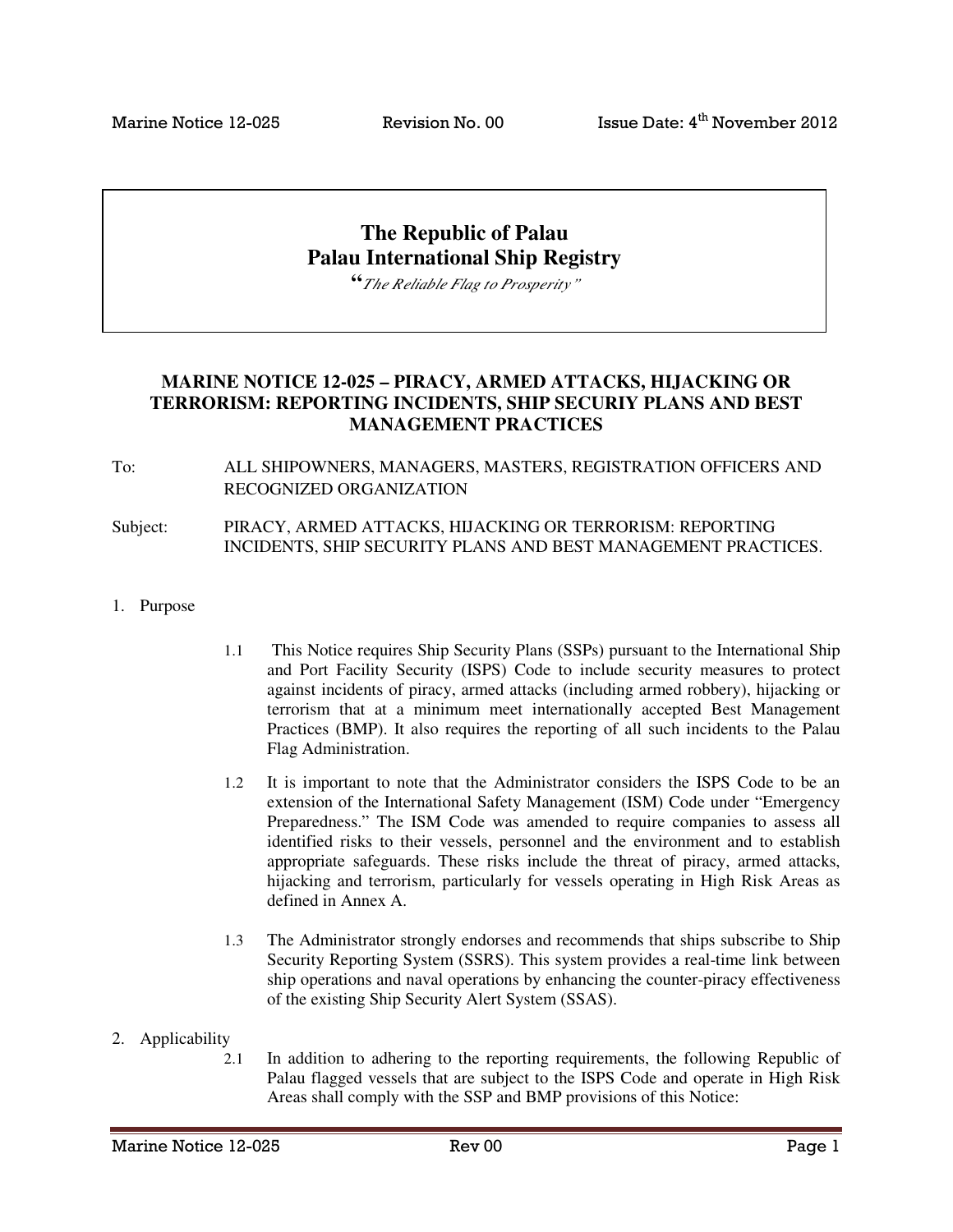Marine Notice 12-025 Revision No. 00 Issue Date: 4th November 2012

# The Republic of Palau
# Palau International Ship Registry

*"The Reliable Flag to Prosperity"*

## MARINE NOTICE 12-025 – PIRACY, ARMED ATTACKS, HIJACKING OR TERRORISM: REPORTING INCIDENTS, SHIP SECURIY PLANS AND BEST MANAGEMENT PRACTICES

To: ALL SHIPOWNERS, MANAGERS, MASTERS, REGISTRATION OFFICERS AND RECOGNIZED ORGANIZATION

Subject: PIRACY, ARMED ATTACKS, HIJACKING OR TERRORISM: REPORTING INCIDENTS, SHIP SECURITY PLANS AND BEST MANAGEMENT PRACTICES.

1. Purpose

1.1 This Notice requires Ship Security Plans (SSPs) pursuant to the International Ship and Port Facility Security (ISPS) Code to include security measures to protect against incidents of piracy, armed attacks (including armed robbery), hijacking or terrorism that at a minimum meet internationally accepted Best Management Practices (BMP). It also requires the reporting of all such incidents to the Palau Flag Administration.

1.2 It is important to note that the Administrator considers the ISPS Code to be an extension of the International Safety Management (ISM) Code under "Emergency Preparedness." The ISM Code was amended to require companies to assess all identified risks to their vessels, personnel and the environment and to establish appropriate safeguards. These risks include the threat of piracy, armed attacks, hijacking and terrorism, particularly for vessels operating in High Risk Areas as defined in Annex A.

1.3 The Administrator strongly endorses and recommends that ships subscribe to Ship Security Reporting System (SSRS). This system provides a real-time link between ship operations and naval operations by enhancing the counter-piracy effectiveness of the existing Ship Security Alert System (SSAS).

2. Applicability

2.1 In addition to adhering to the reporting requirements, the following Republic of Palau flagged vessels that are subject to the ISPS Code and operate in High Risk Areas shall comply with the SSP and BMP provisions of this Notice: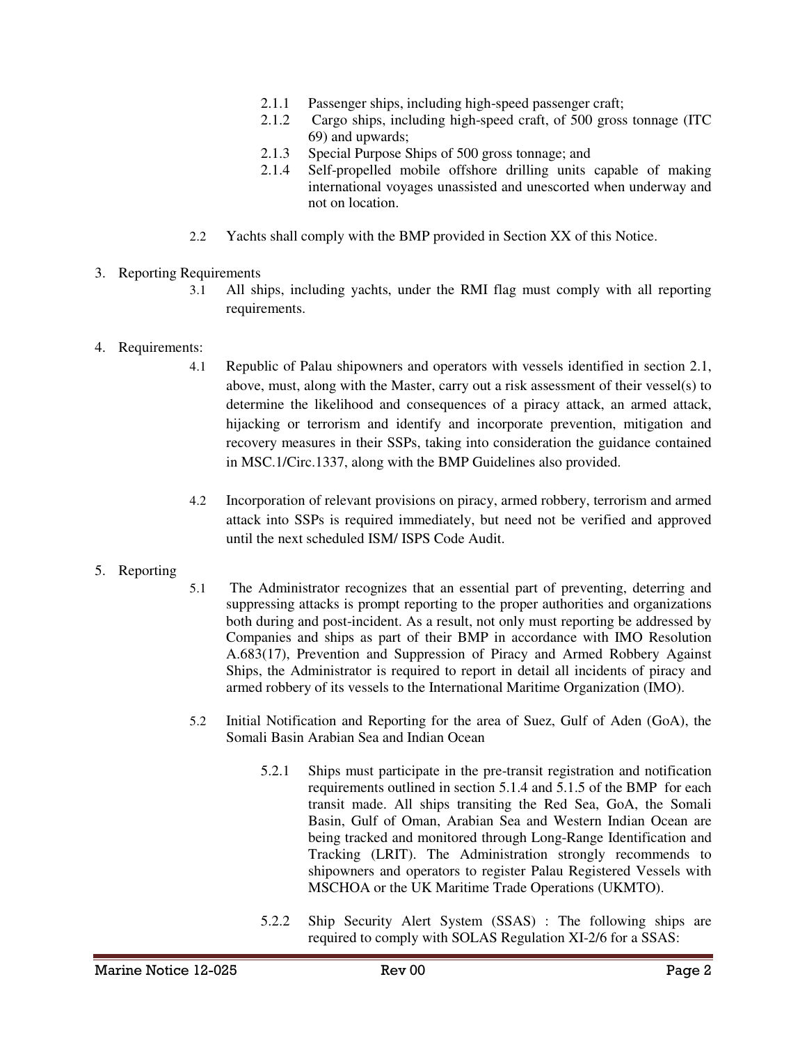2.1.1 Passenger ships, including high-speed passenger craft;

2.1.2 Cargo ships, including high-speed craft, of 500 gross tonnage (ITC 69) and upwards;

2.1.3 Special Purpose Ships of 500 gross tonnage; and

2.1.4 Self-propelled mobile offshore drilling units capable of making international voyages unassisted and unescorted when underway and not on location.

2.2 Yachts shall comply with the BMP provided in Section XX of this Notice.

3. Reporting Requirements

3.1 All ships, including yachts, under the RMI flag must comply with all reporting requirements.

4. Requirements:

4.1 Republic of Palau shipowners and operators with vessels identified in section 2.1, above, must, along with the Master, carry out a risk assessment of their vessel(s) to determine the likelihood and consequences of a piracy attack, an armed attack, hijacking or terrorism and identify and incorporate prevention, mitigation and recovery measures in their SSPs, taking into consideration the guidance contained in MSC.1/Circ.1337, along with the BMP Guidelines also provided.

4.2 Incorporation of relevant provisions on piracy, armed robbery, terrorism and armed attack into SSPs is required immediately, but need not be verified and approved until the next scheduled ISM/ ISPS Code Audit.

5. Reporting

5.1 The Administrator recognizes that an essential part of preventing, deterring and suppressing attacks is prompt reporting to the proper authorities and organizations both during and post-incident. As a result, not only must reporting be addressed by Companies and ships as part of their BMP in accordance with IMO Resolution A.683(17), Prevention and Suppression of Piracy and Armed Robbery Against Ships, the Administrator is required to report in detail all incidents of piracy and armed robbery of its vessels to the International Maritime Organization (IMO).

5.2 Initial Notification and Reporting for the area of Suez, Gulf of Aden (GoA), the Somali Basin Arabian Sea and Indian Ocean

5.2.1 Ships must participate in the pre-transit registration and notification requirements outlined in section 5.1.4 and 5.1.5 of the BMP for each transit made. All ships transiting the Red Sea, GoA, the Somali Basin, Gulf of Oman, Arabian Sea and Western Indian Ocean are being tracked and monitored through Long-Range Identification and Tracking (LRIT). The Administration strongly recommends to shipowners and operators to register Palau Registered Vessels with MSCHOA or the UK Maritime Trade Operations (UKMTO).

5.2.2 Ship Security Alert System (SSAS) : The following ships are required to comply with SOLAS Regulation XI-2/6 for a SSAS: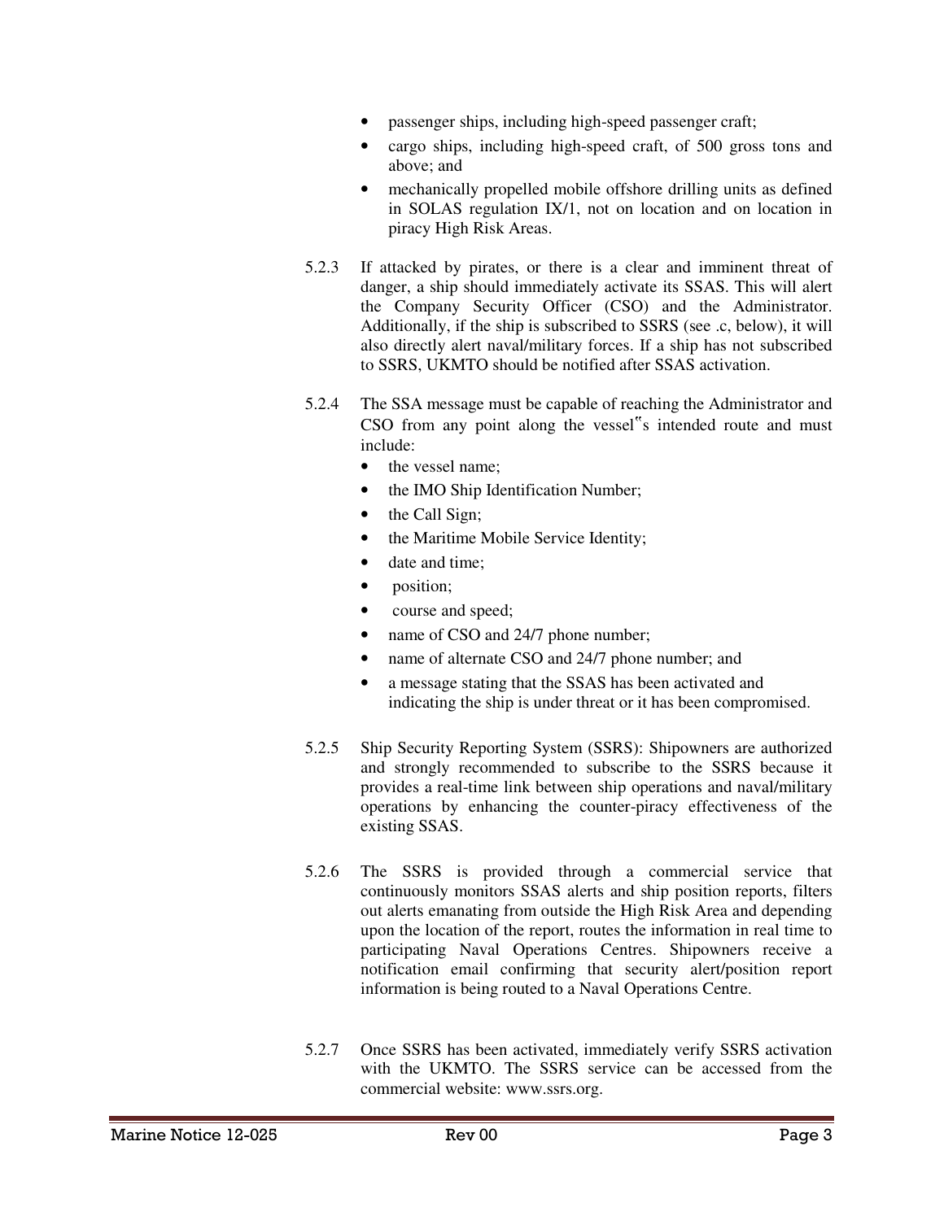- passenger ships, including high-speed passenger craft;
- cargo ships, including high-speed craft, of 500 gross tons and above; and
- mechanically propelled mobile offshore drilling units as defined in SOLAS regulation IX/1, not on location and on location in piracy High Risk Areas.

5.2.3 If attacked by pirates, or there is a clear and imminent threat of danger, a ship should immediately activate its SSAS. This will alert the Company Security Officer (CSO) and the Administrator. Additionally, if the ship is subscribed to SSRS (see .c, below), it will also directly alert naval/military forces. If a ship has not subscribed to SSRS, UKMTO should be notified after SSAS activation.

5.2.4 The SSA message must be capable of reaching the Administrator and CSO from any point along the vessel‟s intended route and must include:

- the vessel name;
- the IMO Ship Identification Number;
- the Call Sign;
- the Maritime Mobile Service Identity;
- date and time;
- position;
- course and speed;
- name of CSO and 24/7 phone number;
- name of alternate CSO and 24/7 phone number; and
- a message stating that the SSAS has been activated and indicating the ship is under threat or it has been compromised.

5.2.5 Ship Security Reporting System (SSRS): Shipowners are authorized and strongly recommended to subscribe to the SSRS because it provides a real-time link between ship operations and naval/military operations by enhancing the counter-piracy effectiveness of the existing SSAS.

5.2.6 The SSRS is provided through a commercial service that continuously monitors SSAS alerts and ship position reports, filters out alerts emanating from outside the High Risk Area and depending upon the location of the report, routes the information in real time to participating Naval Operations Centres. Shipowners receive a notification email confirming that security alert/position report information is being routed to a Naval Operations Centre.

5.2.7 Once SSRS has been activated, immediately verify SSRS activation with the UKMTO. The SSRS service can be accessed from the commercial website: www.ssrs.org.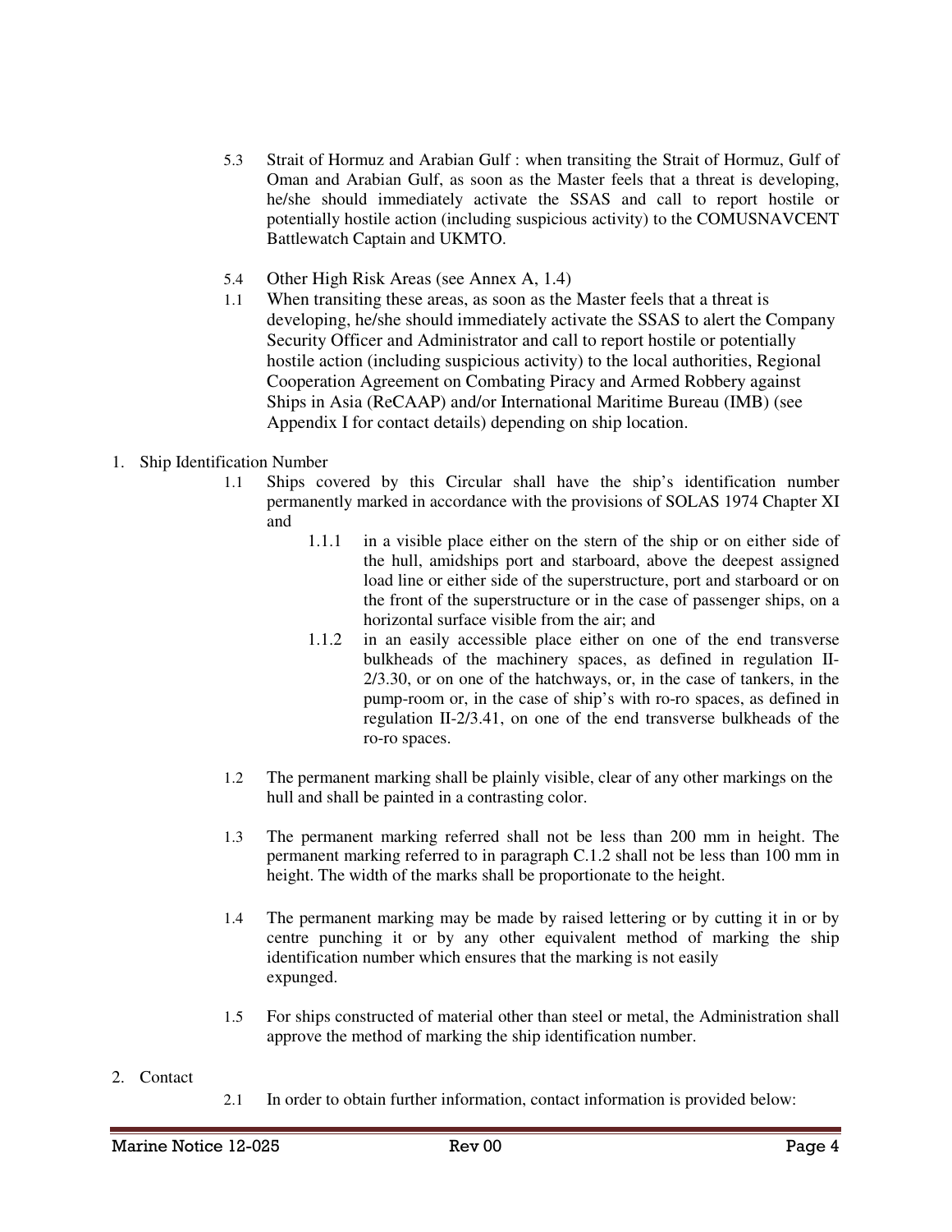5.3 Strait of Hormuz and Arabian Gulf : when transiting the Strait of Hormuz, Gulf of Oman and Arabian Gulf, as soon as the Master feels that a threat is developing, he/she should immediately activate the SSAS and call to report hostile or potentially hostile action (including suspicious activity) to the COMUSNAVCENT Battlewatch Captain and UKMTO.

5.4 Other High Risk Areas (see Annex A, 1.4)

1.1 When transiting these areas, as soon as the Master feels that a threat is developing, he/she should immediately activate the SSAS to alert the Company Security Officer and Administrator and call to report hostile or potentially hostile action (including suspicious activity) to the local authorities, Regional Cooperation Agreement on Combating Piracy and Armed Robbery against Ships in Asia (ReCAAP) and/or International Maritime Bureau (IMB) (see Appendix I for contact details) depending on ship location.

1. Ship Identification Number

   1.1 Ships covered by this Circular shall have the ship's identification number permanently marked in accordance with the provisions of SOLAS 1974 Chapter XI and

      1.1.1 in a visible place either on the stern of the ship or on either side of the hull, amidships port and starboard, above the deepest assigned load line or either side of the superstructure, port and starboard or on the front of the superstructure or in the case of passenger ships, on a horizontal surface visible from the air; and

      1.1.2 in an easily accessible place either on one of the end transverse bulkheads of the machinery spaces, as defined in regulation II-2/3.30, or on one of the hatchways, or, in the case of tankers, in the pump-room or, in the case of ship's with ro-ro spaces, as defined in regulation II-2/3.41, on one of the end transverse bulkheads of the ro-ro spaces.

   1.2 The permanent marking shall be plainly visible, clear of any other markings on the hull and shall be painted in a contrasting color.

   1.3 The permanent marking referred shall not be less than 200 mm in height. The permanent marking referred to in paragraph C.1.2 shall not be less than 100 mm in height. The width of the marks shall be proportionate to the height.

   1.4 The permanent marking may be made by raised lettering or by cutting it in or by centre punching it or by any other equivalent method of marking the ship identification number which ensures that the marking is not easily expunged.

   1.5 For ships constructed of material other than steel or metal, the Administration shall approve the method of marking the ship identification number.

2. Contact

   2.1 In order to obtain further information, contact information is provided below: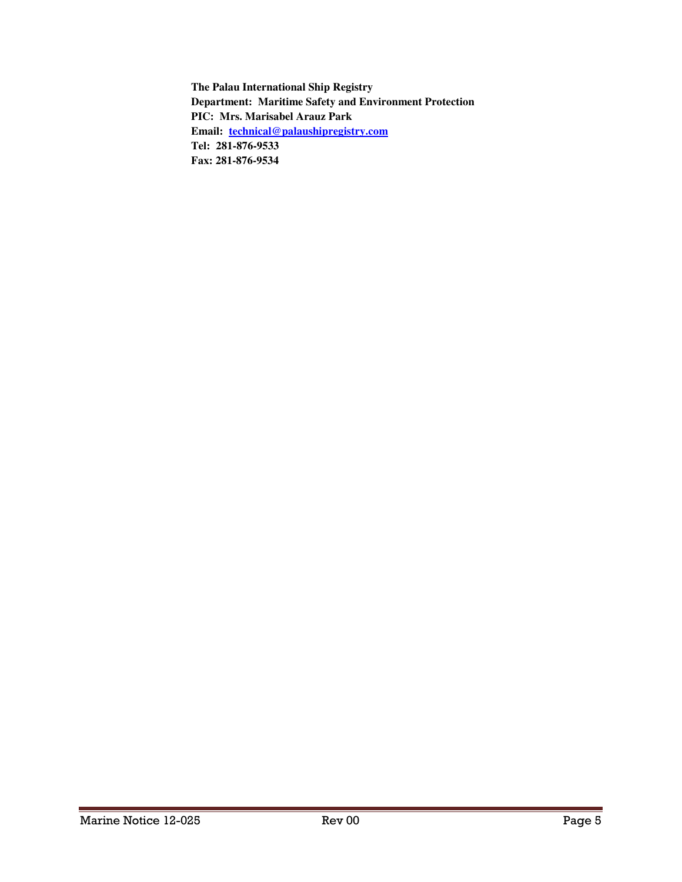**The Palau International Ship Registry**
**Department: Maritime Safety and Environment Protection**
**PIC: Mrs. Marisabel Arauz Park**
**Email: technical@palaushipregistry.com**
**Tel: 281-876-9533**
**Fax: 281-876-9534**